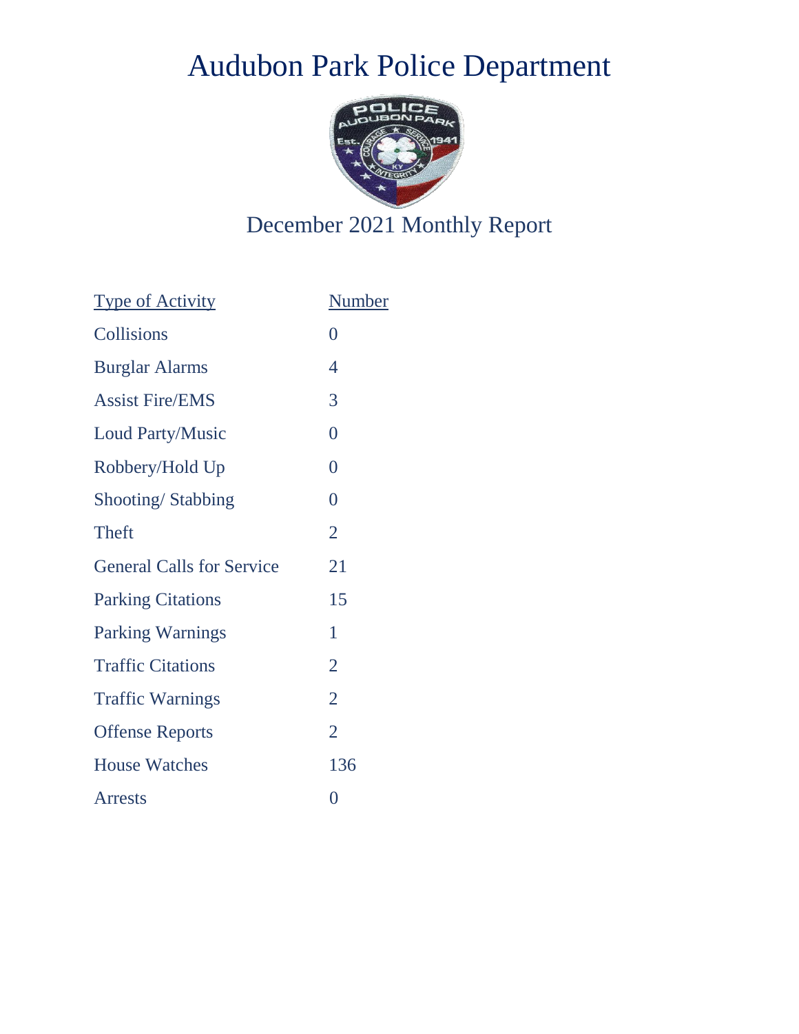# Audubon Park Police Department

## December 2021 Monthly Report

| Type of Activity | Number |
|---|---|
| Collisions | 0 |
| Burglar Alarms | 4 |
| Assist Fire/EMS | 3 |
| Loud Party/Music | 0 |
| Robbery/Hold Up | 0 |
| Shooting/ Stabbing | 0 |
| Theft | 2 |
| General Calls for Service | 21 |
| Parking Citations | 15 |
| Parking Warnings | 1 |
| Traffic Citations | 2 |
| Traffic Warnings | 2 |
| Offense Reports | 2 |
| House Watches | 136 |
| Arrests | 0 |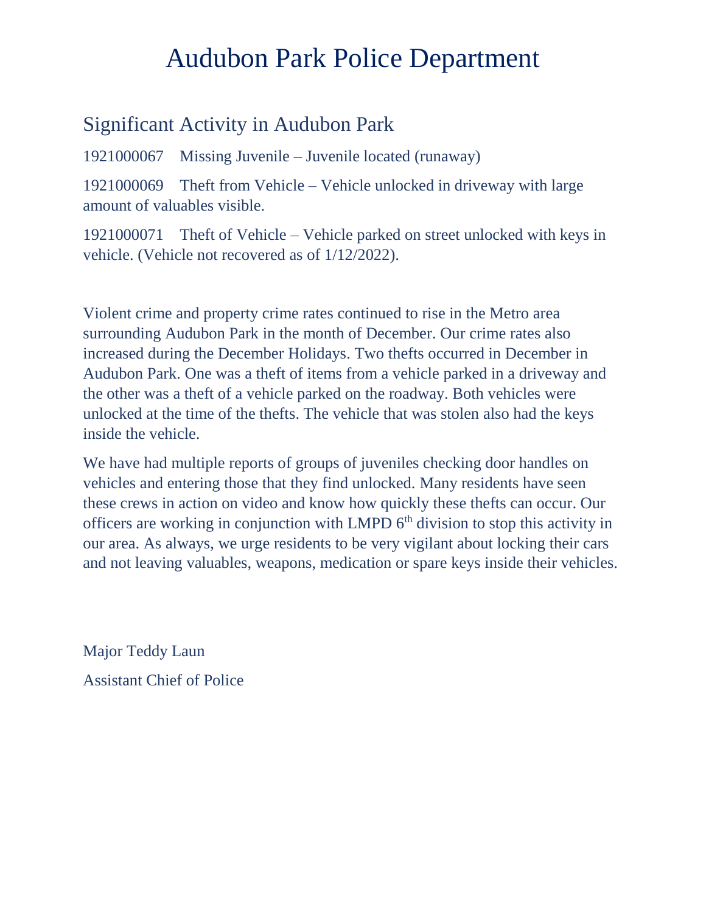# Audubon Park Police Department

## Significant Activity in Audubon Park

1921000067 Missing Juvenile – Juvenile located (runaway)

1921000069 Theft from Vehicle – Vehicle unlocked in driveway with large amount of valuables visible.

1921000071 Theft of Vehicle – Vehicle parked on street unlocked with keys in vehicle. (Vehicle not recovered as of 1/12/2022).

Violent crime and property crime rates continued to rise in the Metro area surrounding Audubon Park in the month of December. Our crime rates also increased during the December Holidays. Two thefts occurred in December in Audubon Park. One was a theft of items from a vehicle parked in a driveway and the other was a theft of a vehicle parked on the roadway. Both vehicles were unlocked at the time of the thefts. The vehicle that was stolen also had the keys inside the vehicle.

We have had multiple reports of groups of juveniles checking door handles on vehicles and entering those that they find unlocked. Many residents have seen these crews in action on video and know how quickly these thefts can occur. Our officers are working in conjunction with LMPD 6th division to stop this activity in our area. As always, we urge residents to be very vigilant about locking their cars and not leaving valuables, weapons, medication or spare keys inside their vehicles.

Major Teddy Laun

Assistant Chief of Police